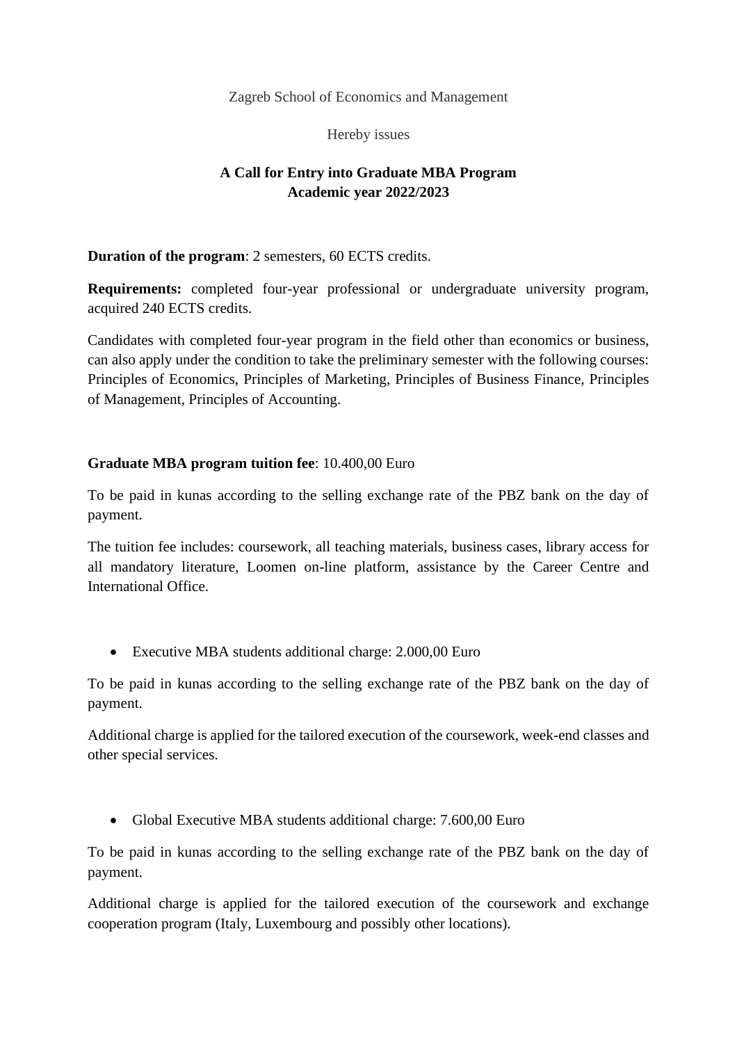Zagreb School of Economics and Management

Hereby issues

# A Call for Entry into Graduate MBA Program
# Academic year 2022/2023

**Duration of the program**: 2 semesters, 60 ECTS credits.

**Requirements:** completed four-year professional or undergraduate university program, acquired 240 ECTS credits.

Candidates with completed four-year program in the field other than economics or business, can also apply under the condition to take the preliminary semester with the following courses: Principles of Economics, Principles of Marketing, Principles of Business Finance, Principles of Management, Principles of Accounting.

**Graduate MBA program tuition fee**: 10.400,00 Euro

To be paid in kunas according to the selling exchange rate of the PBZ bank on the day of payment.

The tuition fee includes: coursework, all teaching materials, business cases, library access for all mandatory literature, Loomen on-line platform, assistance by the Career Centre and International Office.

- Executive MBA students additional charge: 2.000,00 Euro

To be paid in kunas according to the selling exchange rate of the PBZ bank on the day of payment.

Additional charge is applied for the tailored execution of the coursework, week-end classes and other special services.

- Global Executive MBA students additional charge: 7.600,00 Euro

To be paid in kunas according to the selling exchange rate of the PBZ bank on the day of payment.

Additional charge is applied for the tailored execution of the coursework and exchange cooperation program (Italy, Luxembourg and possibly other locations).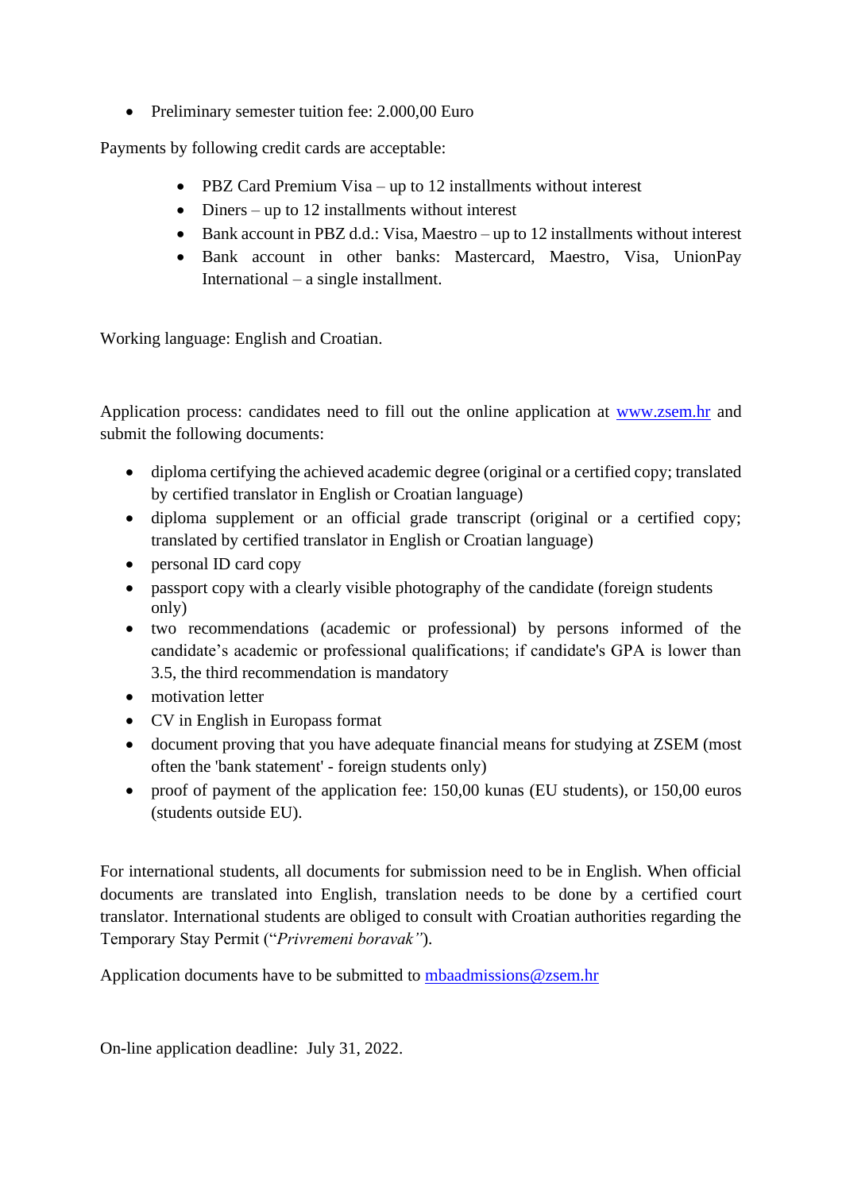- Preliminary semester tuition fee: 2.000,00 Euro

Payments by following credit cards are acceptable:

- PBZ Card Premium Visa – up to 12 installments without interest
- Diners – up to 12 installments without interest
- Bank account in PBZ d.d.: Visa, Maestro – up to 12 installments without interest
- Bank account in other banks: Mastercard, Maestro, Visa, UnionPay International – a single installment.

Working language: English and Croatian.

Application process: candidates need to fill out the online application at [www.zsem.hr](http://www.zsem.hr) and submit the following documents:

- diploma certifying the achieved academic degree (original or a certified copy; translated by certified translator in English or Croatian language)
- diploma supplement or an official grade transcript (original or a certified copy; translated by certified translator in English or Croatian language)
- personal ID card copy
- passport copy with a clearly visible photography of the candidate (foreign students only)
- two recommendations (academic or professional) by persons informed of the candidate's academic or professional qualifications; if candidate's GPA is lower than 3.5, the third recommendation is mandatory
- motivation letter
- CV in English in Europass format
- document proving that you have adequate financial means for studying at ZSEM (most often the 'bank statement' - foreign students only)
- proof of payment of the application fee: 150,00 kunas (EU students), or 150,00 euros (students outside EU).

For international students, all documents for submission need to be in English. When official documents are translated into English, translation needs to be done by a certified court translator. International students are obliged to consult with Croatian authorities regarding the Temporary Stay Permit ("*Privremeni boravak"*).

Application documents have to be submitted to [mbaadmissions@zsem.hr](mailto:mbaadmissions@zsem.hr)

On-line application deadline: July 31, 2022.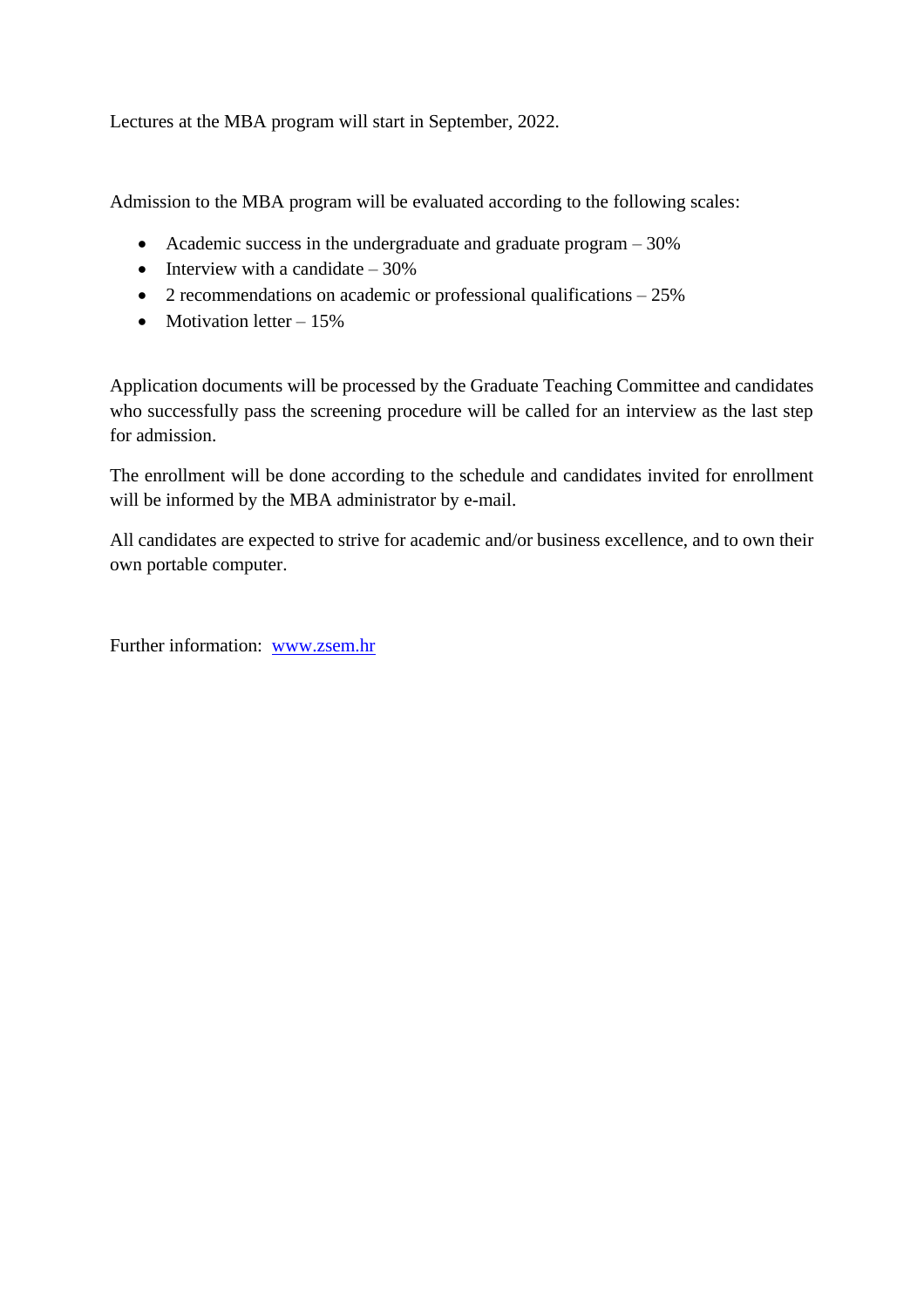Lectures at the MBA program will start in September, 2022.

Admission to the MBA program will be evaluated according to the following scales:

- Academic success in the undergraduate and graduate program – 30%
- Interview with a candidate – 30%
- 2 recommendations on academic or professional qualifications – 25%
- Motivation letter – 15%

Application documents will be processed by the Graduate Teaching Committee and candidates who successfully pass the screening procedure will be called for an interview as the last step for admission.

The enrollment will be done according to the schedule and candidates invited for enrollment will be informed by the MBA administrator by e-mail.

All candidates are expected to strive for academic and/or business excellence, and to own their own portable computer.

Further information: [www.zsem.hr](http://www.zsem.hr)